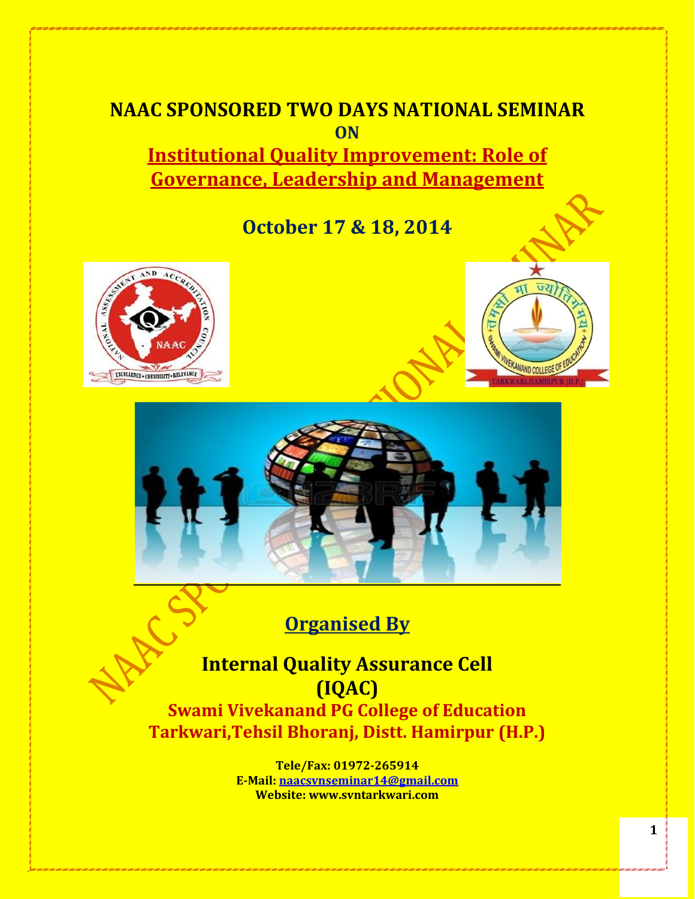# NAAC SPONSORED TWO DAYS NATIONAL SEMINAR

**ON**

## Institutional Quality Improvement: Role of Governance, Leadership and Management

**October 17 & 18, 2014**

**Organised By**

## Internal Quality Assurance Cell (IQAC)

**Swami Vivekanand PG College of Education**
**Tarkwari,Tehsil Bhoranj, Distt. Hamirpur (H.P.)**

**Tele/Fax: 01972-265914**
**E-Mail: naacsvnseminar14@gmail.com**
**Website: www.svntarkwari.com**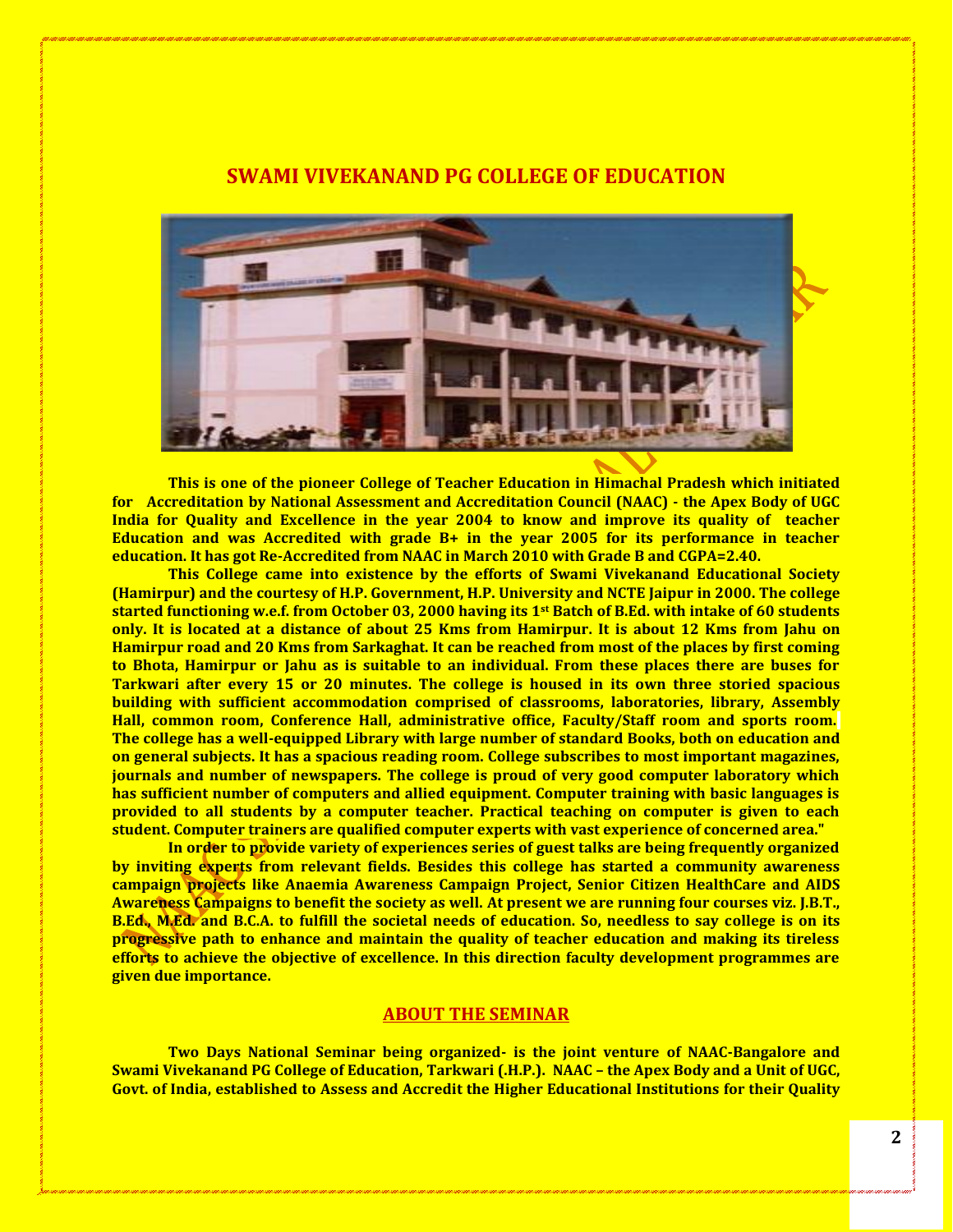## SWAMI VIVEKANAND PG COLLEGE OF EDUCATION

**This is one of the pioneer College of Teacher Education in Himachal Pradesh which initiated for Accreditation by National Assessment and Accreditation Council (NAAC) - the Apex Body of UGC India for Quality and Excellence in the year 2004 to know and improve its quality of teacher Education and was Accredited with grade B+ in the year 2005 for its performance in teacher education. It has got Re-Accredited from NAAC in March 2010 with Grade B and CGPA=2.40.**

**This College came into existence by the efforts of Swami Vivekanand Educational Society (Hamirpur) and the courtesy of H.P. Government, H.P. University and NCTE Jaipur in 2000. The college started functioning w.e.f. from October 03, 2000 having its 1st Batch of B.Ed. with intake of 60 students only. It is located at a distance of about 25 Kms from Hamirpur. It is about 12 Kms from Jahu on Hamirpur road and 20 Kms from Sarkaghat. It can be reached from most of the places by first coming to Bhota, Hamirpur or Jahu as is suitable to an individual. From these places there are buses for Tarkwari after every 15 or 20 minutes. The college is housed in its own three storied spacious building with sufficient accommodation comprised of classrooms, laboratories, library, Assembly Hall, common room, Conference Hall, administrative office, Faculty/Staff room and sports room. The college has a well-equipped Library with large number of standard Books, both on education and on general subjects. It has a spacious reading room. College subscribes to most important magazines, journals and number of newspapers. The college is proud of very good computer laboratory which has sufficient number of computers and allied equipment. Computer training with basic languages is provided to all students by a computer teacher. Practical teaching on computer is given to each student. Computer trainers are qualified computer experts with vast experience of concerned area."**

**In order to provide variety of experiences series of guest talks are being frequently organized by inviting experts from relevant fields. Besides this college has started a community awareness campaign projects like Anaemia Awareness Campaign Project, Senior Citizen HealthCare and AIDS Awareness Campaigns to benefit the society as well. At present we are running four courses viz. J.B.T., B.Ed., M.Ed. and B.C.A. to fulfill the societal needs of education. So, needless to say college is on its progressive path to enhance and maintain the quality of teacher education and making its tireless efforts to achieve the objective of excellence. In this direction faculty development programmes are given due importance.**

## ABOUT THE SEMINAR

**Two Days National Seminar being organized- is the joint venture of NAAC-Bangalore and Swami Vivekanand PG College of Education, Tarkwari (.H.P.). NAAC – the Apex Body and a Unit of UGC, Govt. of India, established to Assess and Accredit the Higher Educational Institutions for their Quality**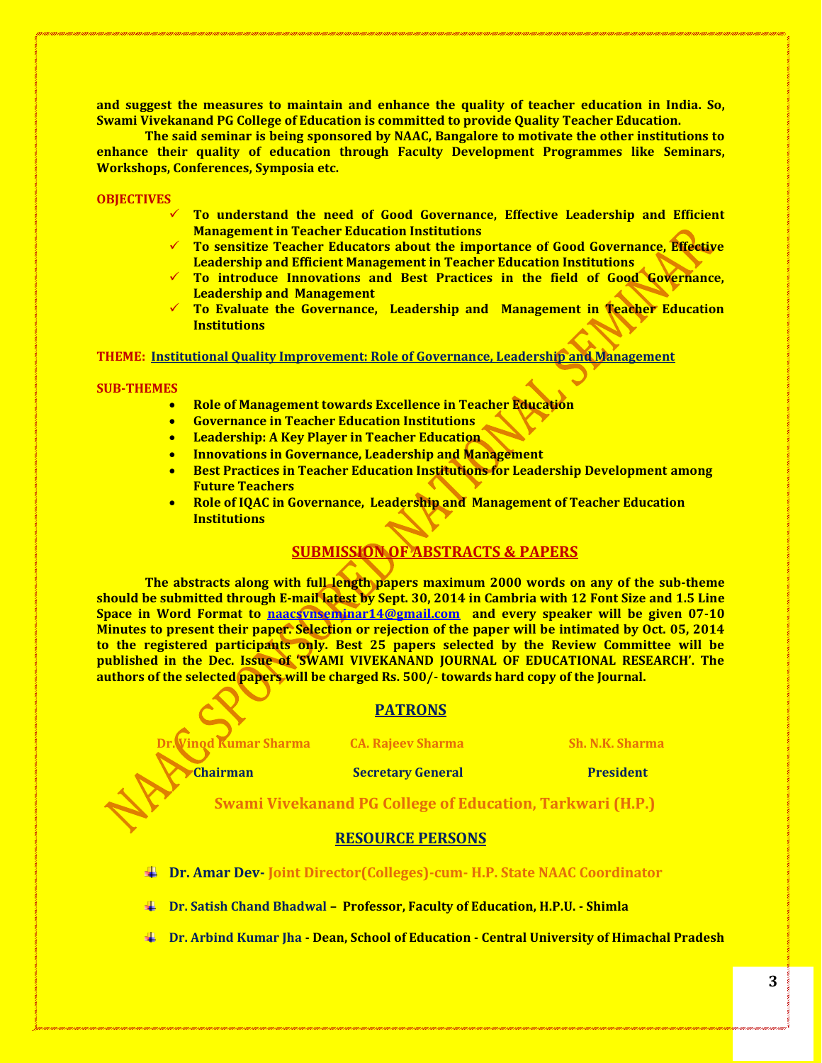**and suggest the measures to maintain and enhance the quality of teacher education in India. So, Swami Vivekanand PG College of Education is committed to provide Quality Teacher Education.**

**The said seminar is being sponsored by NAAC, Bangalore to motivate the other institutions to enhance their quality of education through Faculty Development Programmes like Seminars, Workshops, Conferences, Symposia etc.**

**OBJECTIVES**

- ✓ **To understand the need of Good Governance, Effective Leadership and Efficient Management in Teacher Education Institutions**
- ✓ **To sensitize Teacher Educators about the importance of Good Governance, Effective Leadership and Efficient Management in Teacher Education Institutions**
- ✓ **To introduce Innovations and Best Practices in the field of Good Governance, Leadership and Management**
- ✓ **To Evaluate the Governance, Leadership and Management in Teacher Education Institutions**

**THEME: <u>Institutional Quality Improvement: Role of Governance, Leadership and Management</u>**

**SUB-THEMES**

- **Role of Management towards Excellence in Teacher Education**
- **Governance in Teacher Education Institutions**
- **Leadership: A Key Player in Teacher Education**
- **Innovations in Governance, Leadership and Management**
- **Best Practices in Teacher Education Institutions for Leadership Development among Future Teachers**
- **Role of IQAC in Governance, Leadership and Management of Teacher Education Institutions**

## SUBMISSION OF ABSTRACTS & PAPERS

**The abstracts along with full length papers maximum 2000 words on any of the sub-theme should be submitted through E-mail latest by Sept. 30, 2014 in Cambria with 12 Font Size and 1.5 Line Space in Word Format to naacsvnseminar14@gmail.com and every speaker will be given 07-10 Minutes to present their paper. Selection or rejection of the paper will be intimated by Oct. 05, 2014 to the registered participants only. Best 25 papers selected by the Review Committee will be published in the Dec. Issue of 'SWAMI VIVEKANAND JOURNAL OF EDUCATIONAL RESEARCH'. The authors of the selected papers will be charged Rs. 500/- towards hard copy of the Journal.**

## PATRONS

| Dr. Vinod Kumar Sharma | CA. Rajeev Sharma | Sh. N.K. Sharma |
|---|---|---|
| Chairman | Secretary General | President |

**Swami Vivekanand PG College of Education, Tarkwari (H.P.)**

## RESOURCE PERSONS

- **Dr. Amar Dev- Joint Director(Colleges)-cum- H.P. State NAAC Coordinator**
- **Dr. Satish Chand Bhadwal – Professor, Faculty of Education, H.P.U. - Shimla**
- **Dr. Arbind Kumar Jha - Dean, School of Education - Central University of Himachal Pradesh**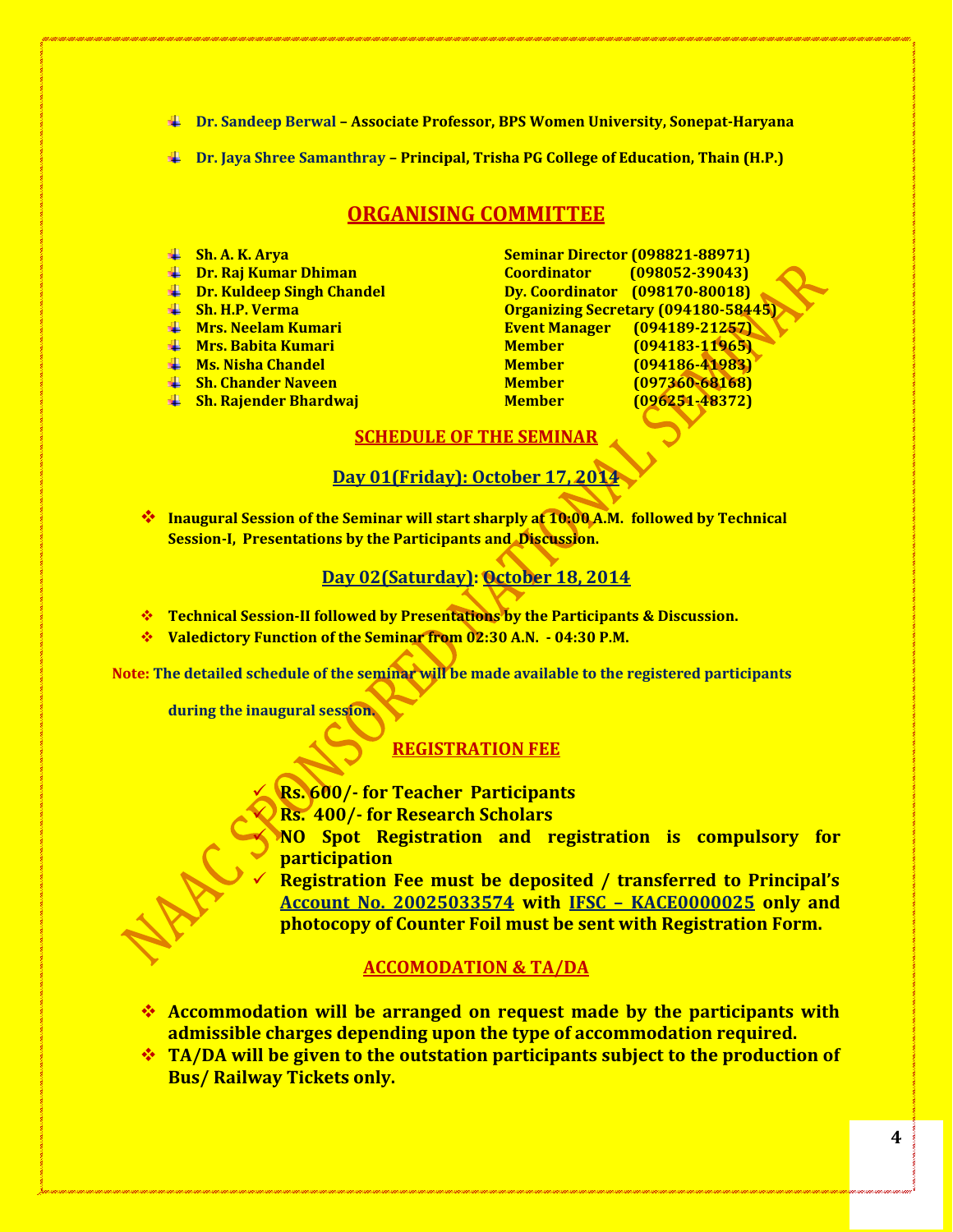- **Dr. Sandeep Berwal – Associate Professor, BPS Women University, Sonepat-Haryana**
- **Dr. Jaya Shree Samanthray – Principal, Trisha PG College of Education, Thain (H.P.)**

## ORGANISING COMMITTEE

| Name | Designation | Phone |
|---|---|---|
| Sh. A. K. Arya | Seminar Director | (098821-88971) |
| Dr. Raj Kumar Dhiman | Coordinator | (098052-39043) |
| Dr. Kuldeep Singh Chandel | Dy. Coordinator | (098170-80018) |
| Sh. H.P. Verma | Organizing Secretary | (094180-58445) |
| Mrs. Neelam Kumari | Event Manager | (094189-21257) |
| Mrs. Babita Kumari | Member | (094183-11965) |
| Ms. Nisha Chandel | Member | (094186-41983) |
| Sh. Chander Naveen | Member | (097360-68168) |
| Sh. Rajender Bhardwaj | Member | (096251-48372) |

## SCHEDULE OF THE SEMINAR

### Day 01(Friday): October 17, 2014

- **Inaugural Session of the Seminar will start sharply at 10:00 A.M. followed by Technical Session-I, Presentations by the Participants and Discussion.**

### Day 02(Saturday): October 18, 2014

- **Technical Session-II followed by Presentations by the Participants & Discussion.**
- **Valedictory Function of the Seminar from 02:30 A.N. - 04:30 P.M.**

**Note: The detailed schedule of the seminar will be made available to the registered participants during the inaugural session.**

## REGISTRATION FEE

- **Rs. 600/- for Teacher Participants**
- **Rs. 400/- for Research Scholars**
- **NO Spot Registration and registration is compulsory for participation**
- **Registration Fee must be deposited / transferred to Principal's Account No. 20025033574 with IFSC – KACE0000025 only and photocopy of Counter Foil must be sent with Registration Form.**

## ACCOMODATION & TA/DA

- **Accommodation will be arranged on request made by the participants with admissible charges depending upon the type of accommodation required.**
- **TA/DA will be given to the outstation participants subject to the production of Bus/ Railway Tickets only.**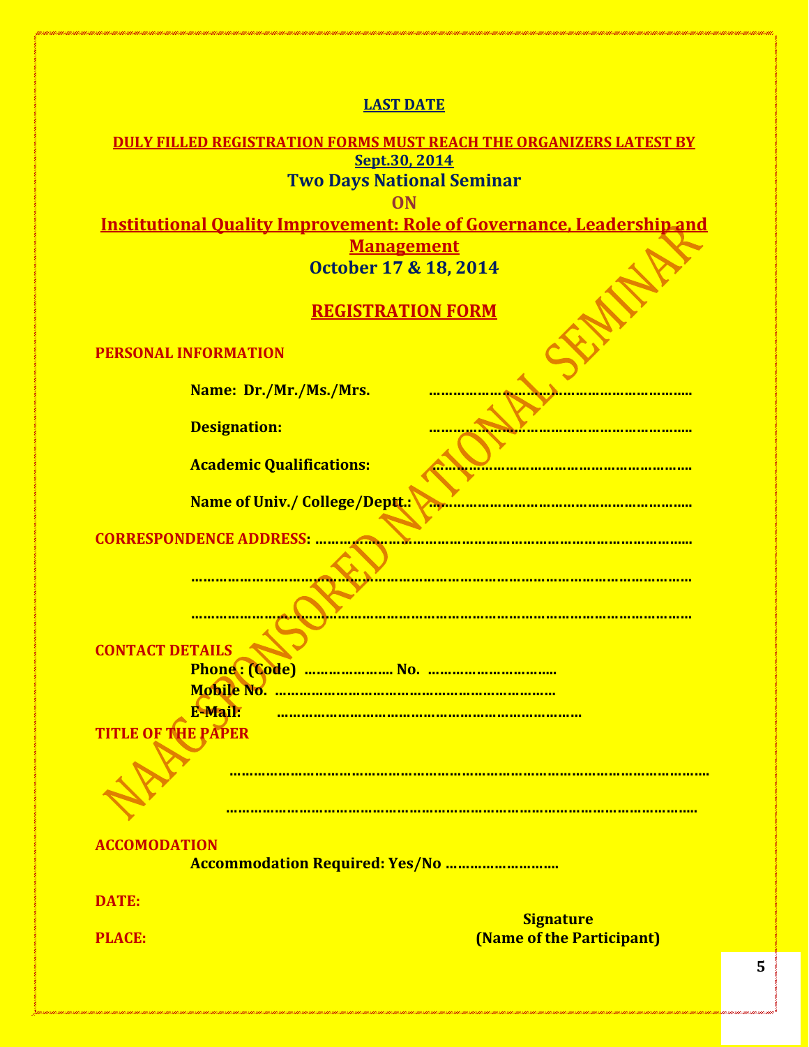**LAST DATE**

**DULY FILLED REGISTRATION FORMS MUST REACH THE ORGANIZERS LATEST BY Sept.30, 2014**

## Two Days National Seminar

**ON**

## Institutional Quality Improvement: Role of Governance, Leadership and Management

**October 17 & 18, 2014**

NAAC SPONSORED NATIONAL SEMINAR

## REGISTRATION FORM

**PERSONAL INFORMATION**

**Name: Dr./Mr./Ms./Mrs.** ……………………………………………………..

**Designation:** ……………………………………………………..

**Academic Qualifications:** ……………………………………………………..

**Name of Univ./ College/Deptt.:** ……………………………………………………..

**CORRESPONDENCE ADDRESS:** ……………………………………………………………………………..

……………………………………………………………………………………………………………

……………………………………………………………………………………………………………

**CONTACT DETAILS**

**Phone : (Code)** ………………….. **No.** …………………………..

**Mobile No.** ……………………………………………………………

**E-Mail:** ………………………………………………………………

**TITLE OF THE PAPER**

……………………………………………………………………………………………………………

……………………………………………………………………………………………………………

**ACCOMODATION**

**Accommodation Required: Yes/No** ………………………

**DATE:**

**PLACE:**

**Signature**
**(Name of the Participant)**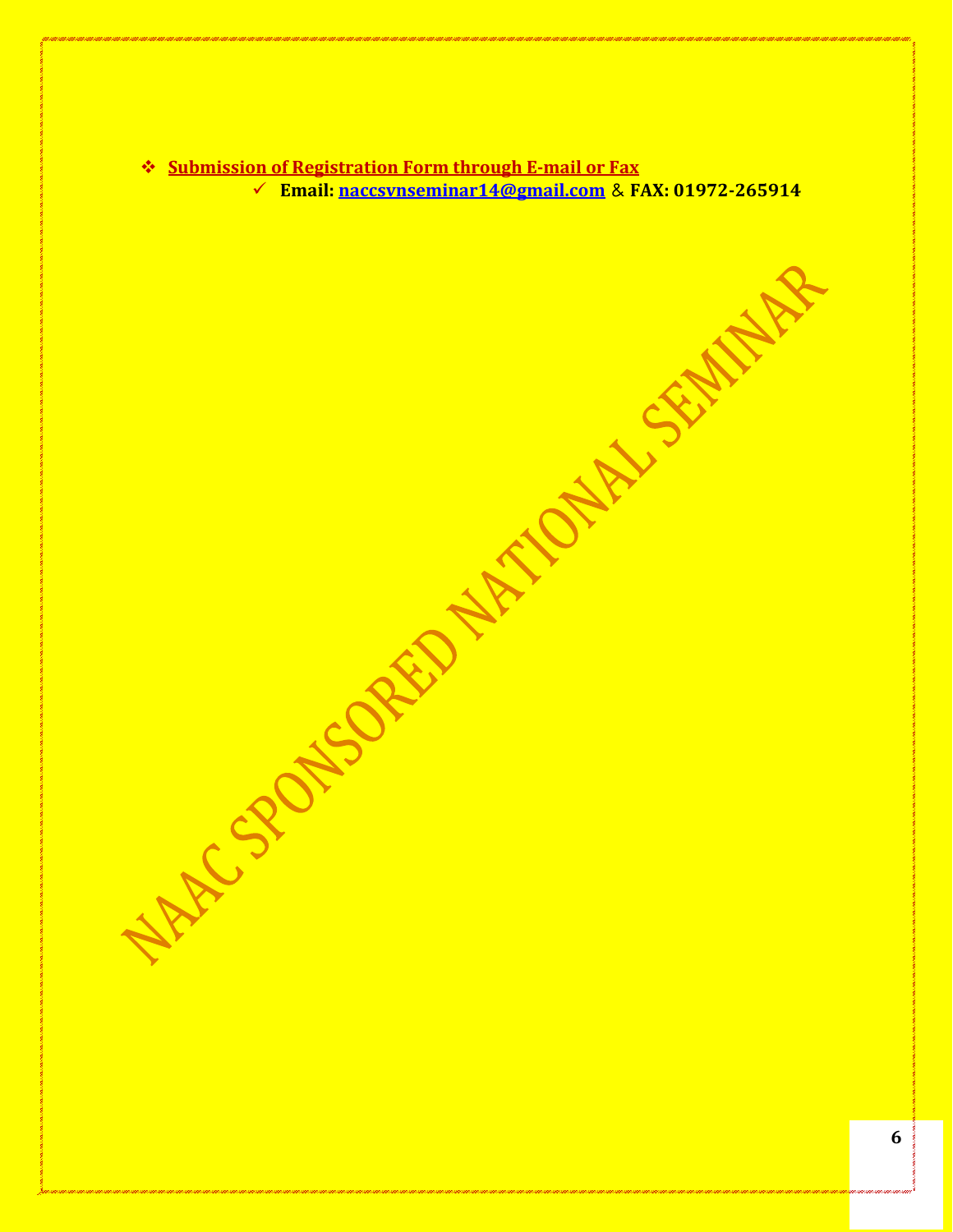- **Submission of Registration Form through E-mail or Fax**
  - **Email: naccsvnseminar14@gmail.com** & **FAX: 01972-265914**